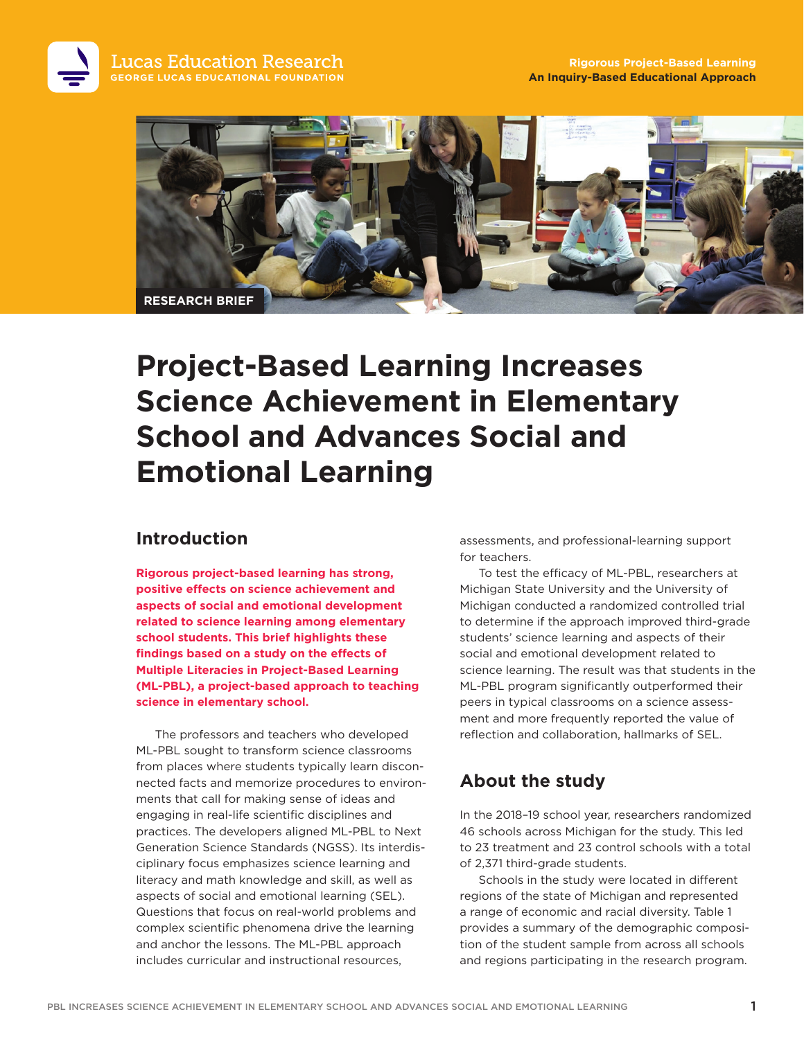Lucas Education Research
GEORGE LUCAS EDUCATIONAL FOUNDATION

**Rigorous Project-Based Learning**
**An Inquiry-Based Educational Approach**

RESEARCH BRIEF

# Project-Based Learning Increases Science Achievement in Elementary School and Advances Social and Emotional Learning

## Introduction

**Rigorous project-based learning has strong, positive effects on science achievement and aspects of social and emotional development related to science learning among elementary school students. This brief highlights these findings based on a study on the effects of Multiple Literacies in Project-Based Learning (ML-PBL), a project-based approach to teaching science in elementary school.**

The professors and teachers who developed ML-PBL sought to transform science classrooms from places where students typically learn disconnected facts and memorize procedures to environments that call for making sense of ideas and engaging in real-life scientific disciplines and practices. The developers aligned ML-PBL to Next Generation Science Standards (NGSS). Its interdisciplinary focus emphasizes science learning and literacy and math knowledge and skill, as well as aspects of social and emotional learning (SEL). Questions that focus on real-world problems and complex scientific phenomena drive the learning and anchor the lessons. The ML-PBL approach includes curricular and instructional resources, assessments, and professional-learning support for teachers.

To test the efficacy of ML-PBL, researchers at Michigan State University and the University of Michigan conducted a randomized controlled trial to determine if the approach improved third-grade students' science learning and aspects of their social and emotional development related to science learning. The result was that students in the ML-PBL program significantly outperformed their peers in typical classrooms on a science assessment and more frequently reported the value of reflection and collaboration, hallmarks of SEL.

## About the study

In the 2018–19 school year, researchers randomized 46 schools across Michigan for the study. This led to 23 treatment and 23 control schools with a total of 2,371 third-grade students.

Schools in the study were located in different regions of the state of Michigan and represented a range of economic and racial diversity. Table 1 provides a summary of the demographic composition of the student sample from across all schools and regions participating in the research program.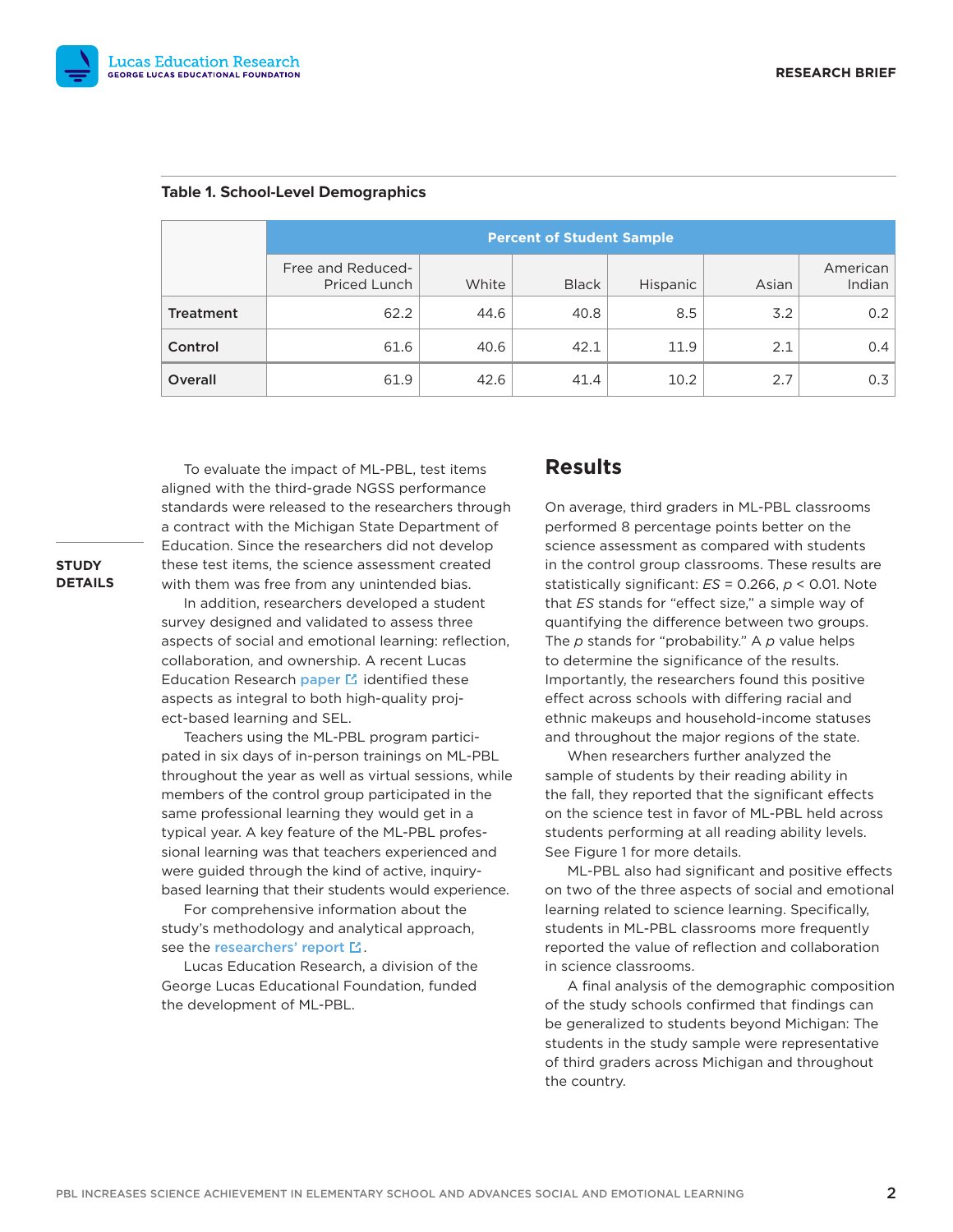**Table 1. School-Level Demographics**

| | Percent of Student Sample | | | | | |
|---|---|---|---|---|---|---|
| | Free and Reduced-Priced Lunch | White | Black | Hispanic | Asian | American Indian |
| **Treatment** | 62.2 | 44.6 | 40.8 | 8.5 | 3.2 | 0.2 |
| **Control** | 61.6 | 40.6 | 42.1 | 11.9 | 2.1 | 0.4 |
| **Overall** | 61.9 | 42.6 | 41.4 | 10.2 | 2.7 | 0.3 |

**STUDY DETAILS**

To evaluate the impact of ML-PBL, test items aligned with the third-grade NGSS performance standards were released to the researchers through a contract with the Michigan State Department of Education. Since the researchers did not develop these test items, the science assessment created with them was free from any unintended bias.

In addition, researchers developed a student survey designed and validated to assess three aspects of social and emotional learning: reflection, collaboration, and ownership. A recent Lucas Education Research paper identified these aspects as integral to both high-quality project-based learning and SEL.

Teachers using the ML-PBL program participated in six days of in-person trainings on ML-PBL throughout the year as well as virtual sessions, while members of the control group participated in the same professional learning they would get in a typical year. A key feature of the ML-PBL professional learning was that teachers experienced and were guided through the kind of active, inquiry-based learning that their students would experience.

For comprehensive information about the study's methodology and analytical approach, see the researchers' report.

Lucas Education Research, a division of the George Lucas Educational Foundation, funded the development of ML-PBL.

## Results

On average, third graders in ML-PBL classrooms performed 8 percentage points better on the science assessment as compared with students in the control group classrooms. These results are statistically significant: $ES = 0.266$, $p < 0.01$. Note that *ES* stands for "effect size," a simple way of quantifying the difference between two groups. The *p* stands for "probability." A *p* value helps to determine the significance of the results. Importantly, the researchers found this positive effect across schools with differing racial and ethnic makeups and household-income statuses and throughout the major regions of the state.

When researchers further analyzed the sample of students by their reading ability in the fall, they reported that the significant effects on the science test in favor of ML-PBL held across students performing at all reading ability levels. See Figure 1 for more details.

ML-PBL also had significant and positive effects on two of the three aspects of social and emotional learning related to science learning. Specifically, students in ML-PBL classrooms more frequently reported the value of reflection and collaboration in science classrooms.

A final analysis of the demographic composition of the study schools confirmed that findings can be generalized to students beyond Michigan: The students in the study sample were representative of third graders across Michigan and throughout the country.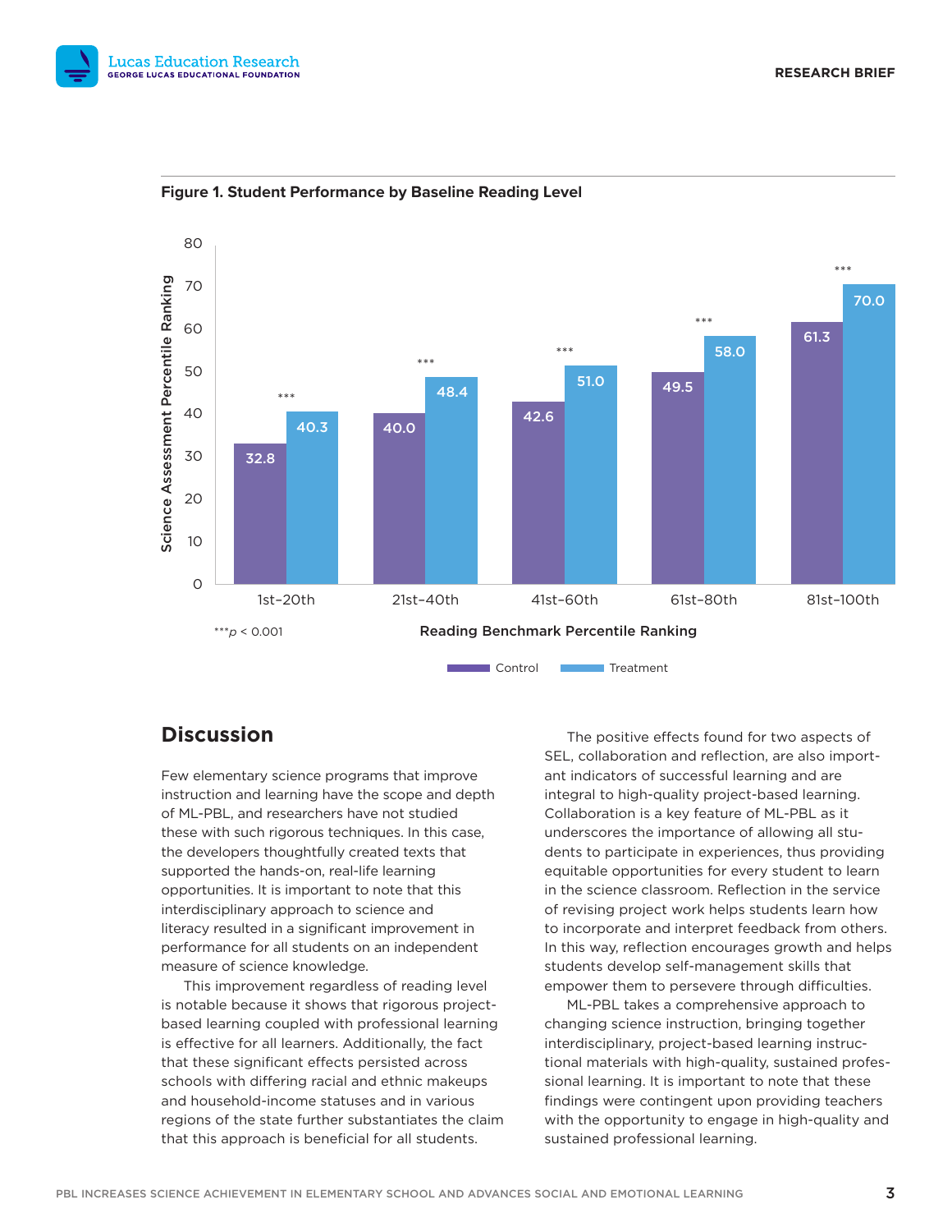**Figure 1. Student Performance by Baseline Reading Level**

| Reading Benchmark Percentile Ranking | Control | Treatment |
|---|---|---|
| 1st–20th | 32.8 | 40.3*** |
| 21st–40th | 40.0 | 48.4*** |
| 41st–60th | 42.6 | 51.0*** |
| 61st–80th | 49.5 | 58.0*** |
| 81st–100th | 61.3 | 70.0*** |

Y-axis: Science Assessment Percentile Ranking

***$p < 0.001$

## Discussion

Few elementary science programs that improve instruction and learning have the scope and depth of ML-PBL, and researchers have not studied these with such rigorous techniques. In this case, the developers thoughtfully created texts that supported the hands-on, real-life learning opportunities. It is important to note that this interdisciplinary approach to science and literacy resulted in a significant improvement in performance for all students on an independent measure of science knowledge.

This improvement regardless of reading level is notable because it shows that rigorous project-based learning coupled with professional learning is effective for all learners. Additionally, the fact that these significant effects persisted across schools with differing racial and ethnic makeups and household-income statuses and in various regions of the state further substantiates the claim that this approach is beneficial for all students.

The positive effects found for two aspects of SEL, collaboration and reflection, are also important indicators of successful learning and are integral to high-quality project-based learning. Collaboration is a key feature of ML-PBL as it underscores the importance of allowing all students to participate in experiences, thus providing equitable opportunities for every student to learn in the science classroom. Reflection in the service of revising project work helps students learn how to incorporate and interpret feedback from others. In this way, reflection encourages growth and helps students develop self-management skills that empower them to persevere through difficulties.

ML-PBL takes a comprehensive approach to changing science instruction, bringing together interdisciplinary, project-based learning instructional materials with high-quality, sustained professional learning. It is important to note that these findings were contingent upon providing teachers with the opportunity to engage in high-quality and sustained professional learning.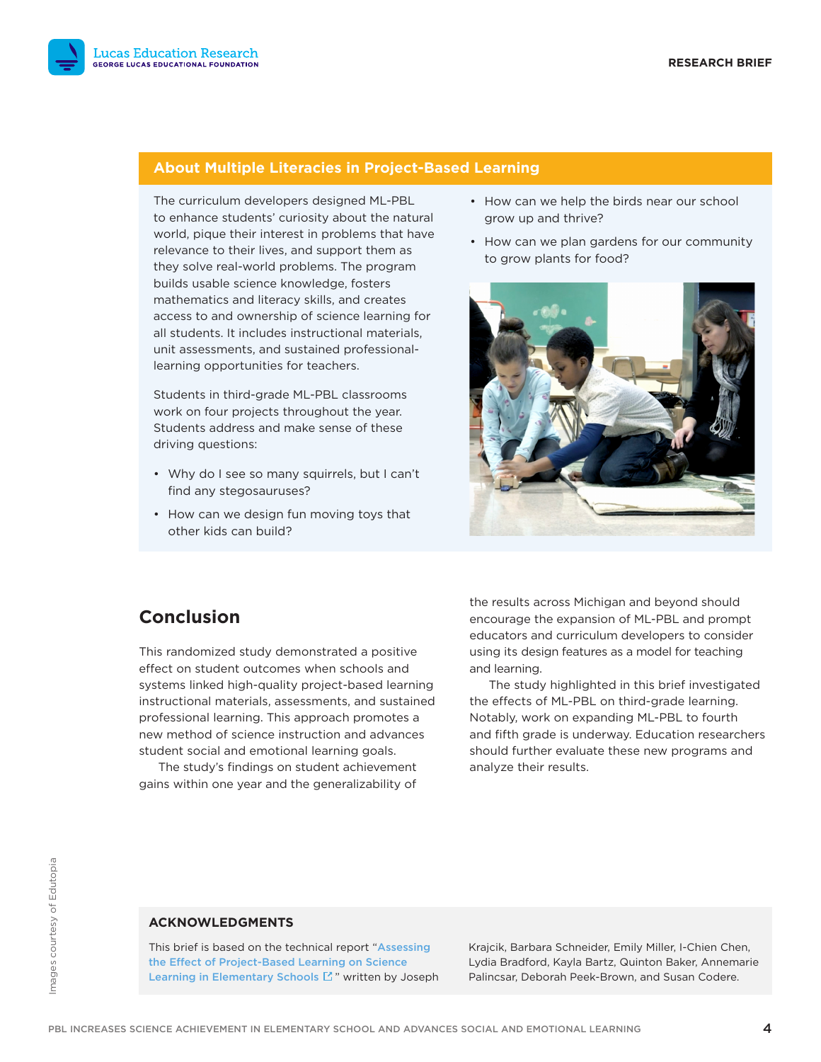## About Multiple Literacies in Project-Based Learning

The curriculum developers designed ML-PBL to enhance students' curiosity about the natural world, pique their interest in problems that have relevance to their lives, and support them as they solve real-world problems. The program builds usable science knowledge, fosters mathematics and literacy skills, and creates access to and ownership of science learning for all students. It includes instructional materials, unit assessments, and sustained professional-learning opportunities for teachers.

Students in third-grade ML-PBL classrooms work on four projects throughout the year. Students address and make sense of these driving questions:

- Why do I see so many squirrels, but I can't find any stegosauruses?
- How can we design fun moving toys that other kids can build?
- How can we help the birds near our school grow up and thrive?
- How can we plan gardens for our community to grow plants for food?

## Conclusion

This randomized study demonstrated a positive effect on student outcomes when schools and systems linked high-quality project-based learning instructional materials, assessments, and sustained professional learning. This approach promotes a new method of science instruction and advances student social and emotional learning goals.

The study's findings on student achievement gains within one year and the generalizability of the results across Michigan and beyond should encourage the expansion of ML-PBL and prompt educators and curriculum developers to consider using its design features as a model for teaching and learning.

The study highlighted in this brief investigated the effects of ML-PBL on third-grade learning. Notably, work on expanding ML-PBL to fourth and fifth grade is underway. Education researchers should further evaluate these new programs and analyze their results.

Images courtesy of Edutopia

### ACKNOWLEDGMENTS

This brief is based on the technical report "Assessing the Effect of Project-Based Learning on Science Learning in Elementary Schools" written by Joseph Krajcik, Barbara Schneider, Emily Miller, I-Chien Chen, Lydia Bradford, Kayla Bartz, Quinton Baker, Annemarie Palincsar, Deborah Peek-Brown, and Susan Codere.